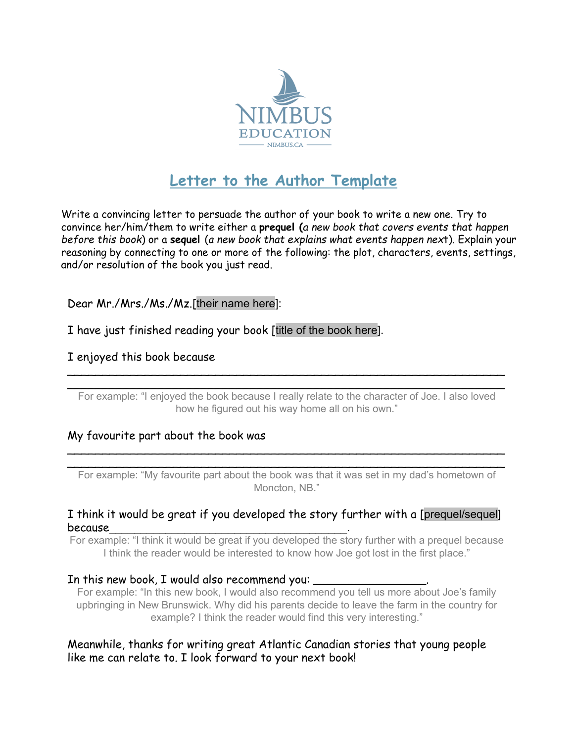NIMBUS EDUCATION

NIMBUS.CA

# Letter to the Author Template

Write a convincing letter to persuade the author of your book to write a new one. Try to convince her/him/them to write either a **prequel (***a new book that covers events that happen before this book*) or a **sequel** (*a new book that explains what events happen next*). Explain your reasoning by connecting to one or more of the following: the plot, characters, events, settings, and/or resolution of the book you just read.

Dear Mr./Mrs./Ms./Mz.[their name here]:

I have just finished reading your book [title of the book here].

I enjoyed this book because

\_\_\_\_\_\_\_\_\_\_\_\_\_\_\_\_\_\_\_\_\_\_\_\_\_\_\_\_\_\_\_\_\_\_\_\_\_\_\_\_\_\_\_\_\_\_\_\_\_\_\_\_\_\_\_\_\_\_\_\_

\_\_\_\_\_\_\_\_\_\_\_\_\_\_\_\_\_\_\_\_\_\_\_\_\_\_\_\_\_\_\_\_\_\_\_\_\_\_\_\_\_\_\_\_\_\_\_\_\_\_\_\_\_\_\_\_\_\_\_\_

For example: "I enjoyed the book because I really relate to the character of Joe. I also loved how he figured out his way home all on his own."

My favourite part about the book was

\_\_\_\_\_\_\_\_\_\_\_\_\_\_\_\_\_\_\_\_\_\_\_\_\_\_\_\_\_\_\_\_\_\_\_\_\_\_\_\_\_\_\_\_\_\_\_\_\_\_\_\_\_\_\_\_\_\_\_\_

\_\_\_\_\_\_\_\_\_\_\_\_\_\_\_\_\_\_\_\_\_\_\_\_\_\_\_\_\_\_\_\_\_\_\_\_\_\_\_\_\_\_\_\_\_\_\_\_\_\_\_\_\_\_\_\_\_\_\_\_

For example: "My favourite part about the book was that it was set in my dad's hometown of Moncton, NB."

I think it would be great if you developed the story further with a [prequel/sequel] because\_\_\_\_\_\_\_\_\_\_\_\_\_\_\_\_\_\_\_\_\_\_\_\_\_\_\_\_\_\_\_\_\_\_\_\_\_.

For example: "I think it would be great if you developed the story further with a prequel because I think the reader would be interested to know how Joe got lost in the first place."

In this new book, I would also recommend you: \_\_\_\_\_\_\_\_\_\_\_\_\_\_\_\_\_.

For example: "In this new book, I would also recommend you tell us more about Joe's family upbringing in New Brunswick. Why did his parents decide to leave the farm in the country for example? I think the reader would find this very interesting."

Meanwhile, thanks for writing great Atlantic Canadian stories that young people like me can relate to. I look forward to your next book!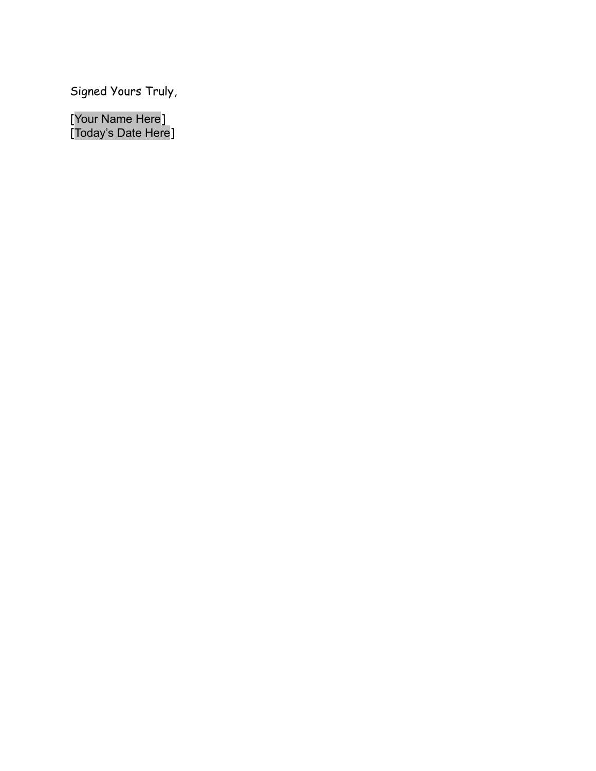Signed Yours Truly,

[Your Name Here]
[Today’s Date Here]